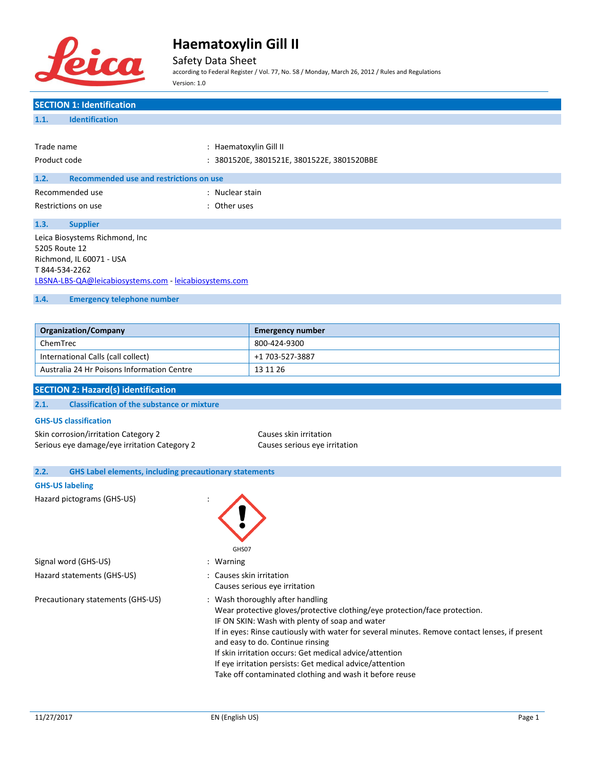# Haematoxylin Gill II

Safety Data Sheet

according to Federal Register / Vol. 77, No. 58 / Monday, March 26, 2012 / Rules and Regulations

Version: 1.0

## SECTION 1: Identification

### 1.1. Identification

Trade name : Haematoxylin Gill II

Product code : 3801520E, 3801521E, 3801522E, 3801520BBE

### 1.2. Recommended use and restrictions on use

Recommended use : Nuclear stain

Restrictions on use : Other uses

### 1.3. Supplier

Leica Biosystems Richmond, Inc
5205 Route 12
Richmond, IL 60071 - USA
T 844-534-2262
LBSNA-LBS-QA@leicabiosystems.com - leicabiosystems.com

### 1.4. Emergency telephone number

| Organization/Company | Emergency number |
|---|---|
| ChemTrec | 800-424-9300 |
| International Calls (call collect) | +1 703-527-3887 |
| Australia 24 Hr Poisons Information Centre | 13 11 26 |

## SECTION 2: Hazard(s) identification

### 2.1. Classification of the substance or mixture

**GHS-US classification**

Skin corrosion/irritation Category 2 — Causes skin irritation
Serious eye damage/eye irritation Category 2 — Causes serious eye irritation

### 2.2. GHS Label elements, including precautionary statements

**GHS-US labeling**

Hazard pictograms (GHS-US) : GHS07

Signal word (GHS-US) : Warning

Hazard statements (GHS-US) : Causes skin irritation
Causes serious eye irritation

Precautionary statements (GHS-US) : Wash thoroughly after handling
Wear protective gloves/protective clothing/eye protection/face protection.
IF ON SKIN: Wash with plenty of soap and water
If in eyes: Rinse cautiously with water for several minutes. Remove contact lenses, if present and easy to do. Continue rinsing
If skin irritation occurs: Get medical advice/attention
If eye irritation persists: Get medical advice/attention
Take off contaminated clothing and wash it before reuse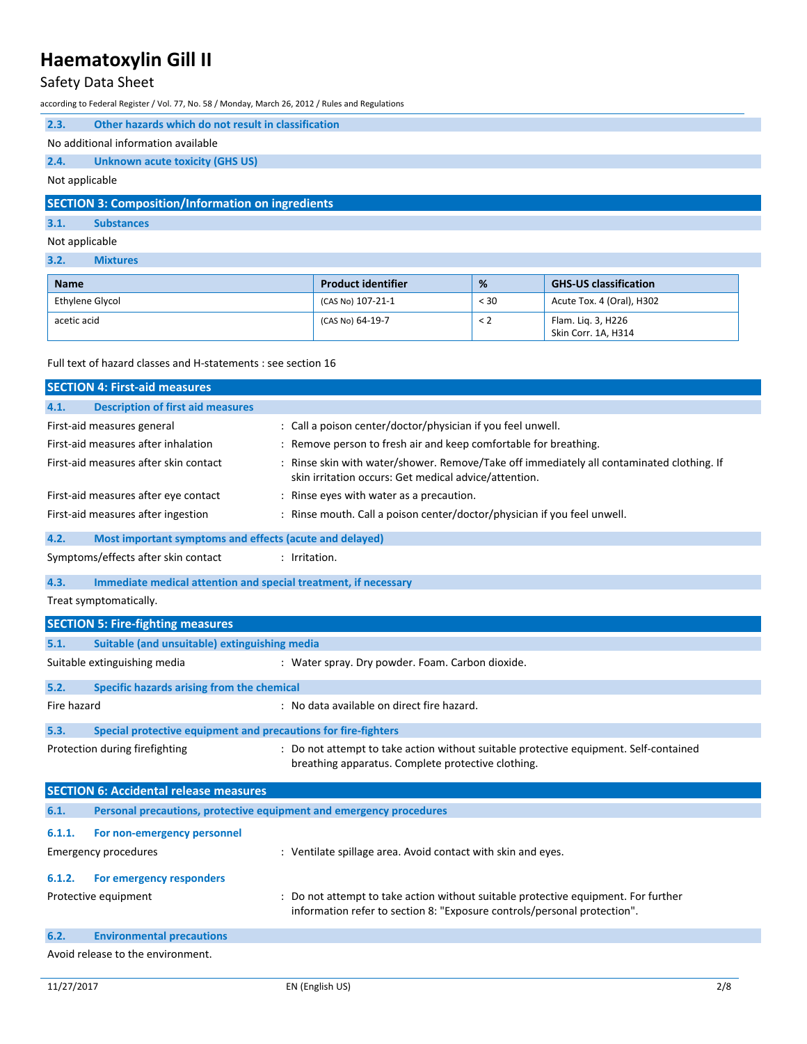### 2.3. Other hazards which do not result in classification

No additional information available

### 2.4. Unknown acute toxicity (GHS US)

Not applicable

## SECTION 3: Composition/Information on ingredients

### 3.1. Substances

Not applicable

### 3.2. Mixtures

| Name | Product identifier | % | GHS-US classification |
|---|---|---|---|
| Ethylene Glycol | (CAS No) 107-21-1 | < 30 | Acute Tox. 4 (Oral), H302 |
| acetic acid | (CAS No) 64-19-7 | < 2 | Flam. Liq. 3, H226<br>Skin Corr. 1A, H314 |

Full text of hazard classes and H-statements : see section 16

## SECTION 4: First-aid measures

### 4.1. Description of first aid measures

First-aid measures general : Call a poison center/doctor/physician if you feel unwell.

First-aid measures after inhalation : Remove person to fresh air and keep comfortable for breathing.

First-aid measures after skin contact : Rinse skin with water/shower. Remove/Take off immediately all contaminated clothing. If skin irritation occurs: Get medical advice/attention.

First-aid measures after eye contact : Rinse eyes with water as a precaution.

First-aid measures after ingestion : Rinse mouth. Call a poison center/doctor/physician if you feel unwell.

### 4.2. Most important symptoms and effects (acute and delayed)

Symptoms/effects after skin contact : Irritation.

### 4.3. Immediate medical attention and special treatment, if necessary

Treat symptomatically.

## SECTION 5: Fire-fighting measures

### 5.1. Suitable (and unsuitable) extinguishing media

Suitable extinguishing media : Water spray. Dry powder. Foam. Carbon dioxide.

### 5.2. Specific hazards arising from the chemical

Fire hazard : No data available on direct fire hazard.

### 5.3. Special protective equipment and precautions for fire-fighters

Protection during firefighting : Do not attempt to take action without suitable protective equipment. Self-contained breathing apparatus. Complete protective clothing.

## SECTION 6: Accidental release measures

### 6.1. Personal precautions, protective equipment and emergency procedures

#### 6.1.1. For non-emergency personnel

Emergency procedures : Ventilate spillage area. Avoid contact with skin and eyes.

#### 6.1.2. For emergency responders

Protective equipment : Do not attempt to take action without suitable protective equipment. For further information refer to section 8: "Exposure controls/personal protection".

### 6.2. Environmental precautions

Avoid release to the environment.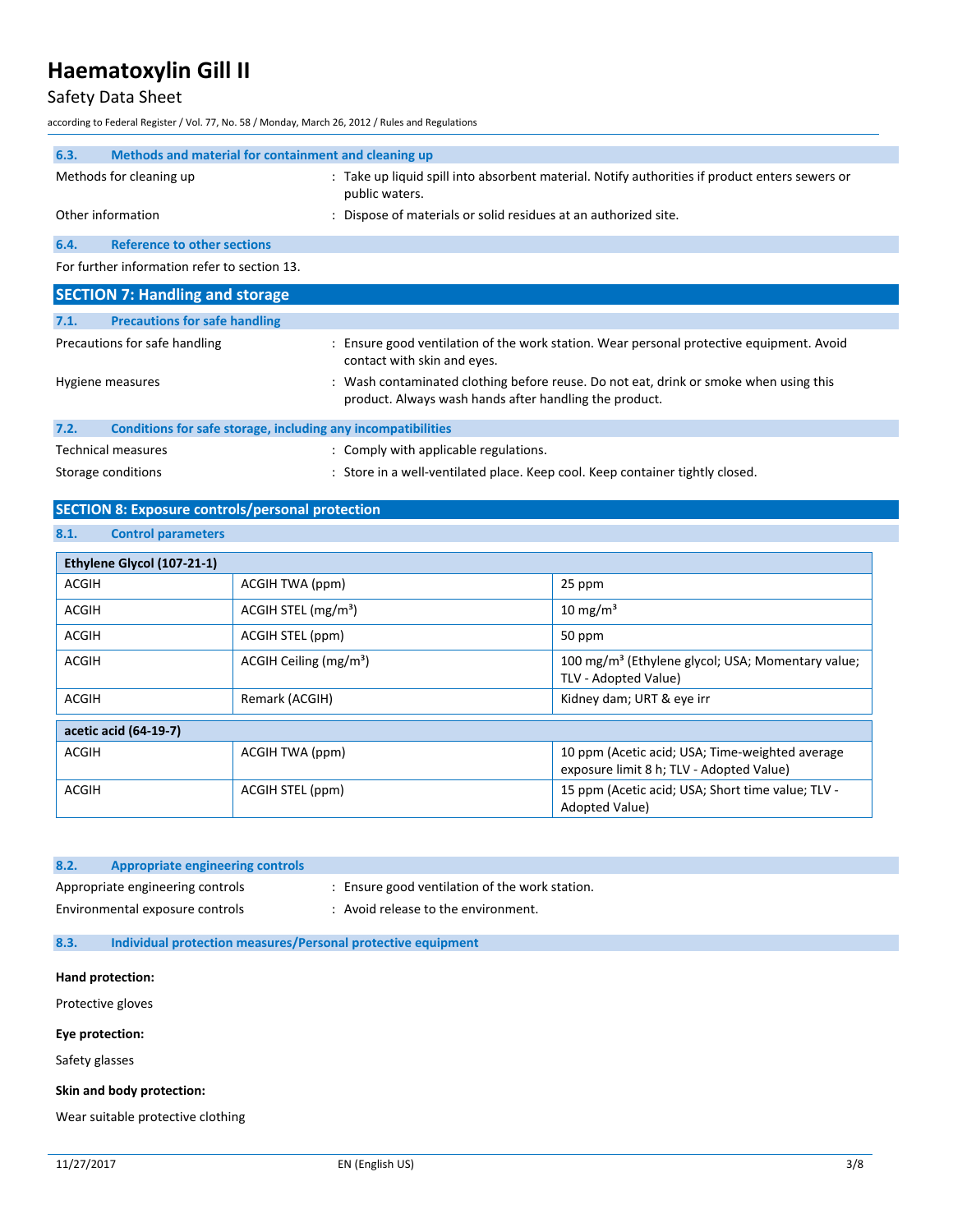### 6.3. Methods and material for containment and cleaning up

Methods for cleaning up : Take up liquid spill into absorbent material. Notify authorities if product enters sewers or public waters.

Other information : Dispose of materials or solid residues at an authorized site.

### 6.4. Reference to other sections

For further information refer to section 13.

## SECTION 7: Handling and storage

### 7.1. Precautions for safe handling

Precautions for safe handling : Ensure good ventilation of the work station. Wear personal protective equipment. Avoid contact with skin and eyes.

Hygiene measures : Wash contaminated clothing before reuse. Do not eat, drink or smoke when using this product. Always wash hands after handling the product.

### 7.2. Conditions for safe storage, including any incompatibilities

Technical measures : Comply with applicable regulations.

Storage conditions : Store in a well-ventilated place. Keep cool. Keep container tightly closed.

## SECTION 8: Exposure controls/personal protection

### 8.1. Control parameters

| Ethylene Glycol (107-21-1) | | |
|---|---|---|
| ACGIH | ACGIH TWA (ppm) | 25 ppm |
| ACGIH | ACGIH STEL (mg/m³) | 10 mg/m³ |
| ACGIH | ACGIH STEL (ppm) | 50 ppm |
| ACGIH | ACGIH Ceiling (mg/m³) | 100 mg/m³ (Ethylene glycol; USA; Momentary value; TLV - Adopted Value) |
| ACGIH | Remark (ACGIH) | Kidney dam; URT & eye irr |

| acetic acid (64-19-7) | | |
|---|---|---|
| ACGIH | ACGIH TWA (ppm) | 10 ppm (Acetic acid; USA; Time-weighted average exposure limit 8 h; TLV - Adopted Value) |
| ACGIH | ACGIH STEL (ppm) | 15 ppm (Acetic acid; USA; Short time value; TLV - Adopted Value) |

### 8.2. Appropriate engineering controls

Appropriate engineering controls : Ensure good ventilation of the work station.

Environmental exposure controls : Avoid release to the environment.

### 8.3. Individual protection measures/Personal protective equipment

**Hand protection:**

Protective gloves

**Eye protection:**

Safety glasses

**Skin and body protection:**

Wear suitable protective clothing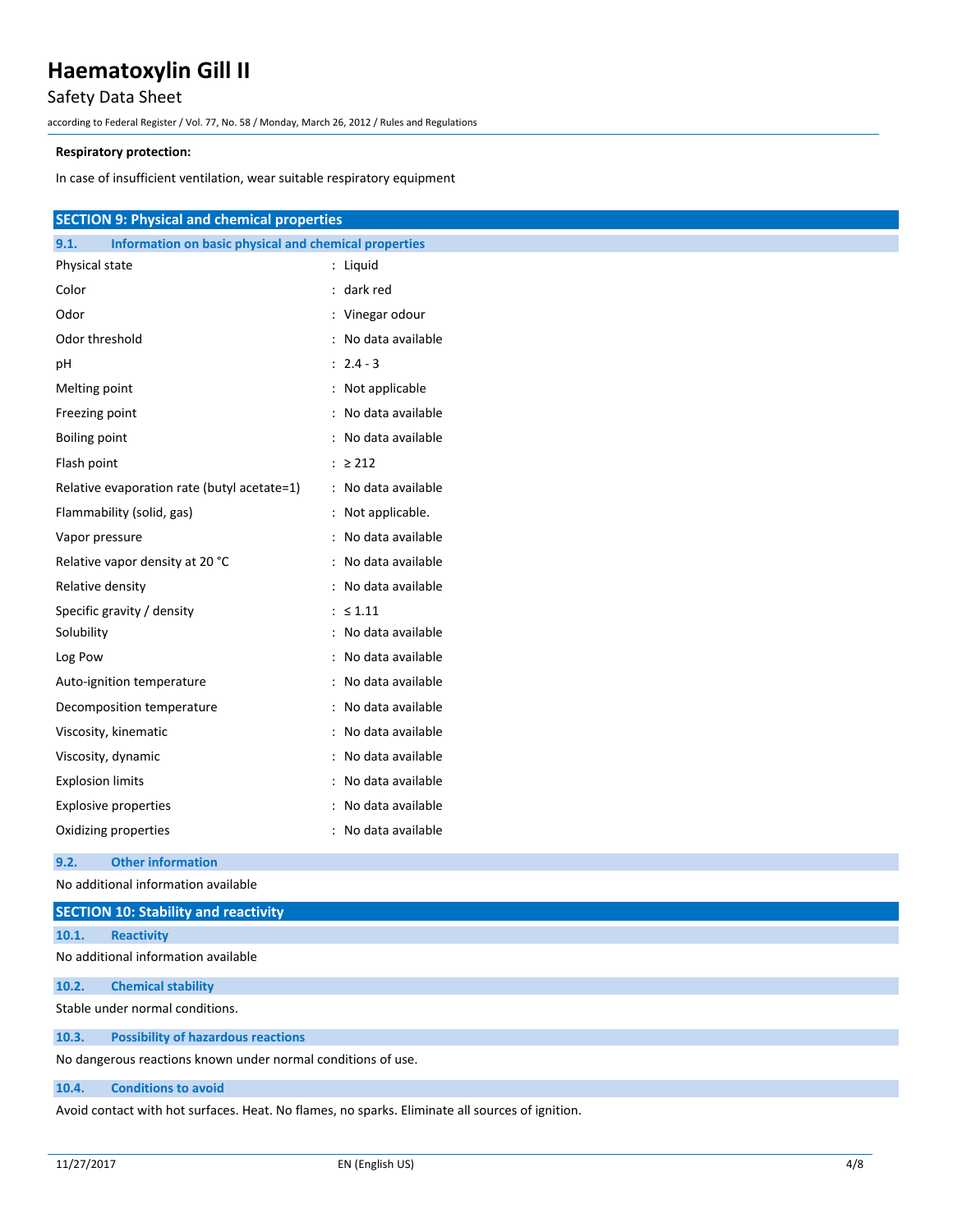**Respiratory protection:**

In case of insufficient ventilation, wear suitable respiratory equipment

## SECTION 9: Physical and chemical properties

### 9.1. Information on basic physical and chemical properties

| Property | Value |
|---|---|
| Physical state | Liquid |
| Color | dark red |
| Odor | Vinegar odour |
| Odor threshold | No data available |
| pH | 2.4 - 3 |
| Melting point | Not applicable |
| Freezing point | No data available |
| Boiling point | No data available |
| Flash point | ≥ 212 |
| Relative evaporation rate (butyl acetate=1) | No data available |
| Flammability (solid, gas) | Not applicable. |
| Vapor pressure | No data available |
| Relative vapor density at 20 °C | No data available |
| Relative density | No data available |
| Specific gravity / density | ≤ 1.11 |
| Solubility | No data available |
| Log Pow | No data available |
| Auto-ignition temperature | No data available |
| Decomposition temperature | No data available |
| Viscosity, kinematic | No data available |
| Viscosity, dynamic | No data available |
| Explosion limits | No data available |
| Explosive properties | No data available |
| Oxidizing properties | No data available |

### 9.2. Other information

No additional information available

## SECTION 10: Stability and reactivity

### 10.1. Reactivity

No additional information available

### 10.2. Chemical stability

Stable under normal conditions.

### 10.3. Possibility of hazardous reactions

No dangerous reactions known under normal conditions of use.

### 10.4. Conditions to avoid

Avoid contact with hot surfaces. Heat. No flames, no sparks. Eliminate all sources of ignition.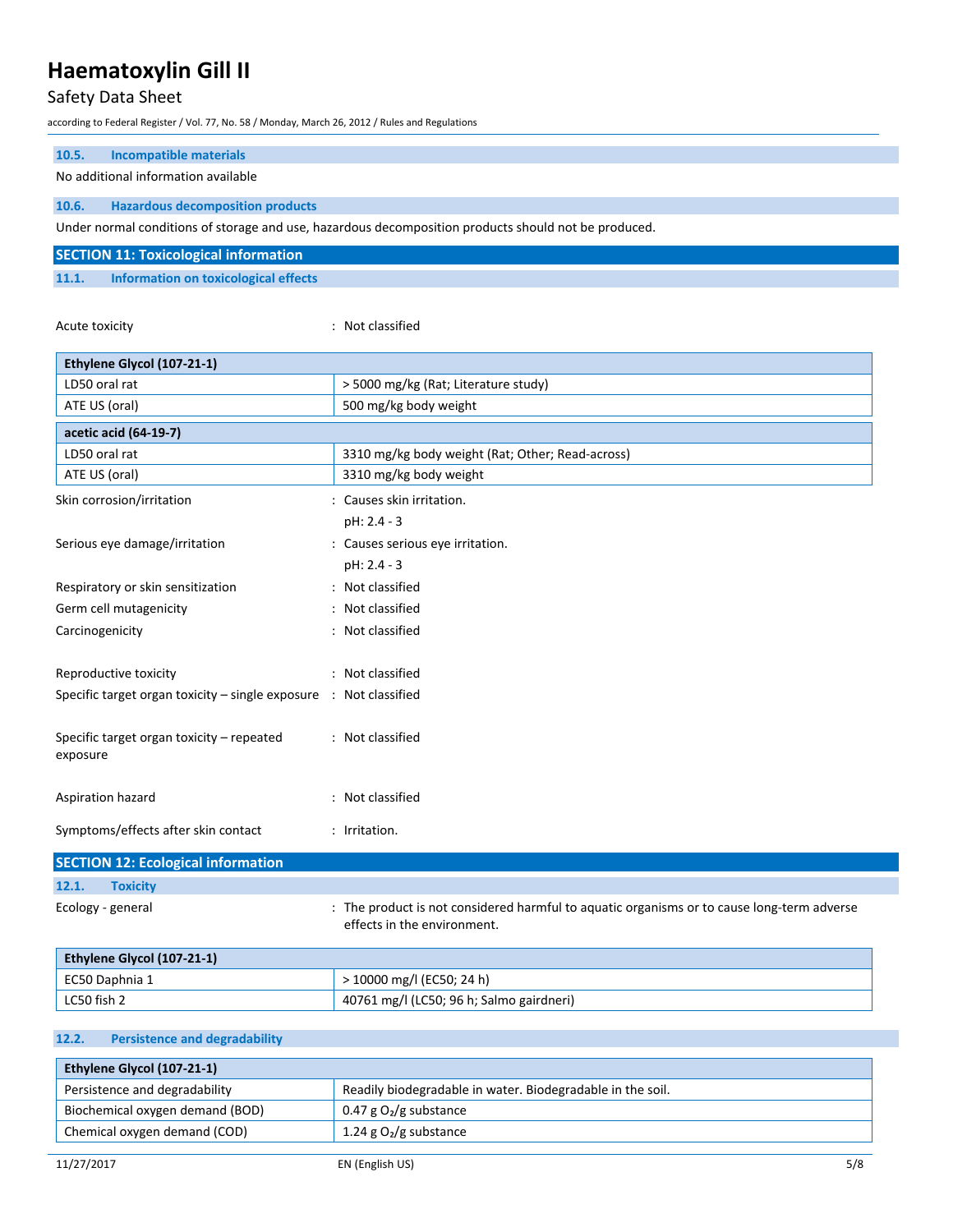### 10.5. Incompatible materials

No additional information available

### 10.6. Hazardous decomposition products

Under normal conditions of storage and use, hazardous decomposition products should not be produced.

## SECTION 11: Toxicological information

### 11.1. Information on toxicological effects

Acute toxicity : Not classified

| Ethylene Glycol (107-21-1) | |
|---|---|
| LD50 oral rat | > 5000 mg/kg (Rat; Literature study) |
| ATE US (oral) | 500 mg/kg body weight |

| acetic acid (64-19-7) | |
|---|---|
| LD50 oral rat | 3310 mg/kg body weight (Rat; Other; Read-across) |
| ATE US (oral) | 3310 mg/kg body weight |

Skin corrosion/irritation : Causes skin irritation.
pH: 2.4 - 3

Serious eye damage/irritation : Causes serious eye irritation.
pH: 2.4 - 3

Respiratory or skin sensitization : Not classified

Germ cell mutagenicity : Not classified

Carcinogenicity : Not classified

Reproductive toxicity : Not classified

Specific target organ toxicity – single exposure : Not classified

Specific target organ toxicity – repeated exposure : Not classified

Aspiration hazard : Not classified

Symptoms/effects after skin contact : Irritation.

## SECTION 12: Ecological information

### 12.1. Toxicity

Ecology - general : The product is not considered harmful to aquatic organisms or to cause long-term adverse effects in the environment.

| Ethylene Glycol (107-21-1) | |
|---|---|
| EC50 Daphnia 1 | > 10000 mg/l (EC50; 24 h) |
| LC50 fish 2 | 40761 mg/l (LC50; 96 h; Salmo gairdneri) |

### 12.2. Persistence and degradability

| Ethylene Glycol (107-21-1) | |
|---|---|
| Persistence and degradability | Readily biodegradable in water. Biodegradable in the soil. |
| Biochemical oxygen demand (BOD) | 0.47 g $O_2$/g substance |
| Chemical oxygen demand (COD) | 1.24 g $O_2$/g substance |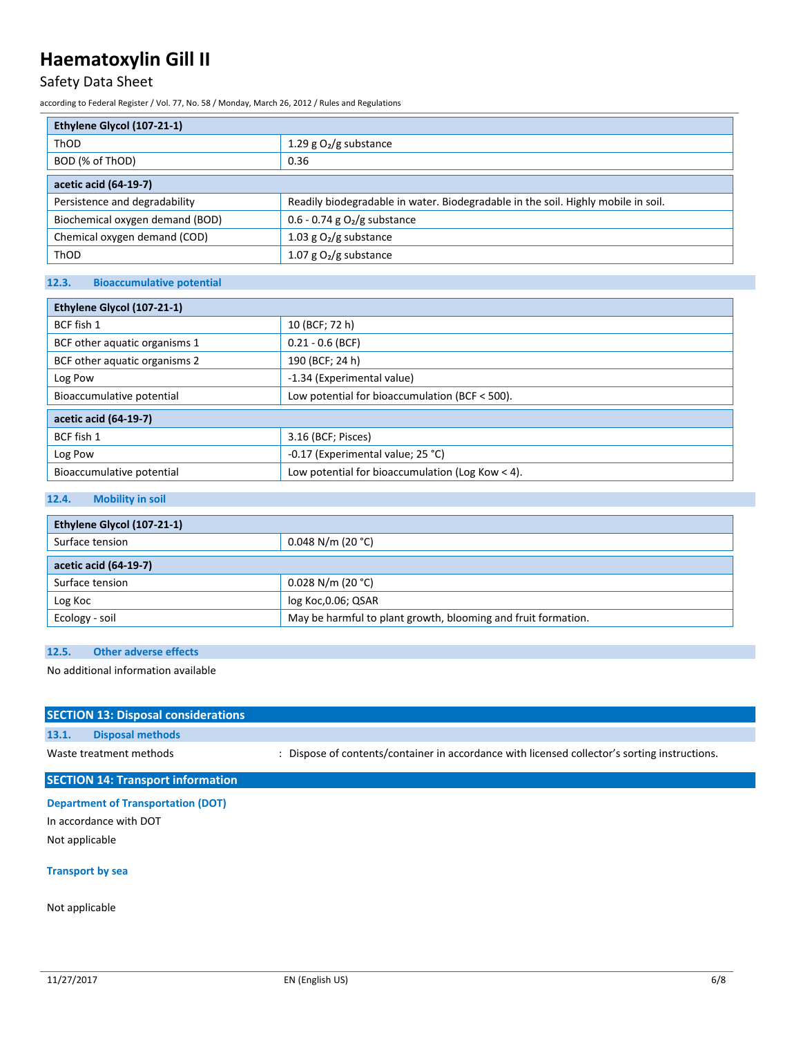| Ethylene Glycol (107-21-1) | |
|---|---|
| ThOD | 1.29 g $O_2$/g substance |
| BOD (% of ThOD) | 0.36 |

| acetic acid (64-19-7) | |
|---|---|
| Persistence and degradability | Readily biodegradable in water. Biodegradable in the soil. Highly mobile in soil. |
| Biochemical oxygen demand (BOD) | 0.6 - 0.74 g $O_2$/g substance |
| Chemical oxygen demand (COD) | 1.03 g $O_2$/g substance |
| ThOD | 1.07 g $O_2$/g substance |

### 12.3. Bioaccumulative potential

| Ethylene Glycol (107-21-1) | |
|---|---|
| BCF fish 1 | 10 (BCF; 72 h) |
| BCF other aquatic organisms 1 | 0.21 - 0.6 (BCF) |
| BCF other aquatic organisms 2 | 190 (BCF; 24 h) |
| Log Pow | -1.34 (Experimental value) |
| Bioaccumulative potential | Low potential for bioaccumulation (BCF < 500). |

| acetic acid (64-19-7) | |
|---|---|
| BCF fish 1 | 3.16 (BCF; Pisces) |
| Log Pow | -0.17 (Experimental value; 25 °C) |
| Bioaccumulative potential | Low potential for bioaccumulation (Log Kow < 4). |

### 12.4. Mobility in soil

| Ethylene Glycol (107-21-1) | |
|---|---|
| Surface tension | 0.048 N/m (20 °C) |

| acetic acid (64-19-7) | |
|---|---|
| Surface tension | 0.028 N/m (20 °C) |
| Log Koc | log Koc,0.06; QSAR |
| Ecology - soil | May be harmful to plant growth, blooming and fruit formation. |

### 12.5. Other adverse effects

No additional information available

## SECTION 13: Disposal considerations

### 13.1. Disposal methods

Waste treatment methods : Dispose of contents/container in accordance with licensed collector's sorting instructions.

## SECTION 14: Transport information

**Department of Transportation (DOT)**

In accordance with DOT

Not applicable

**Transport by sea**

Not applicable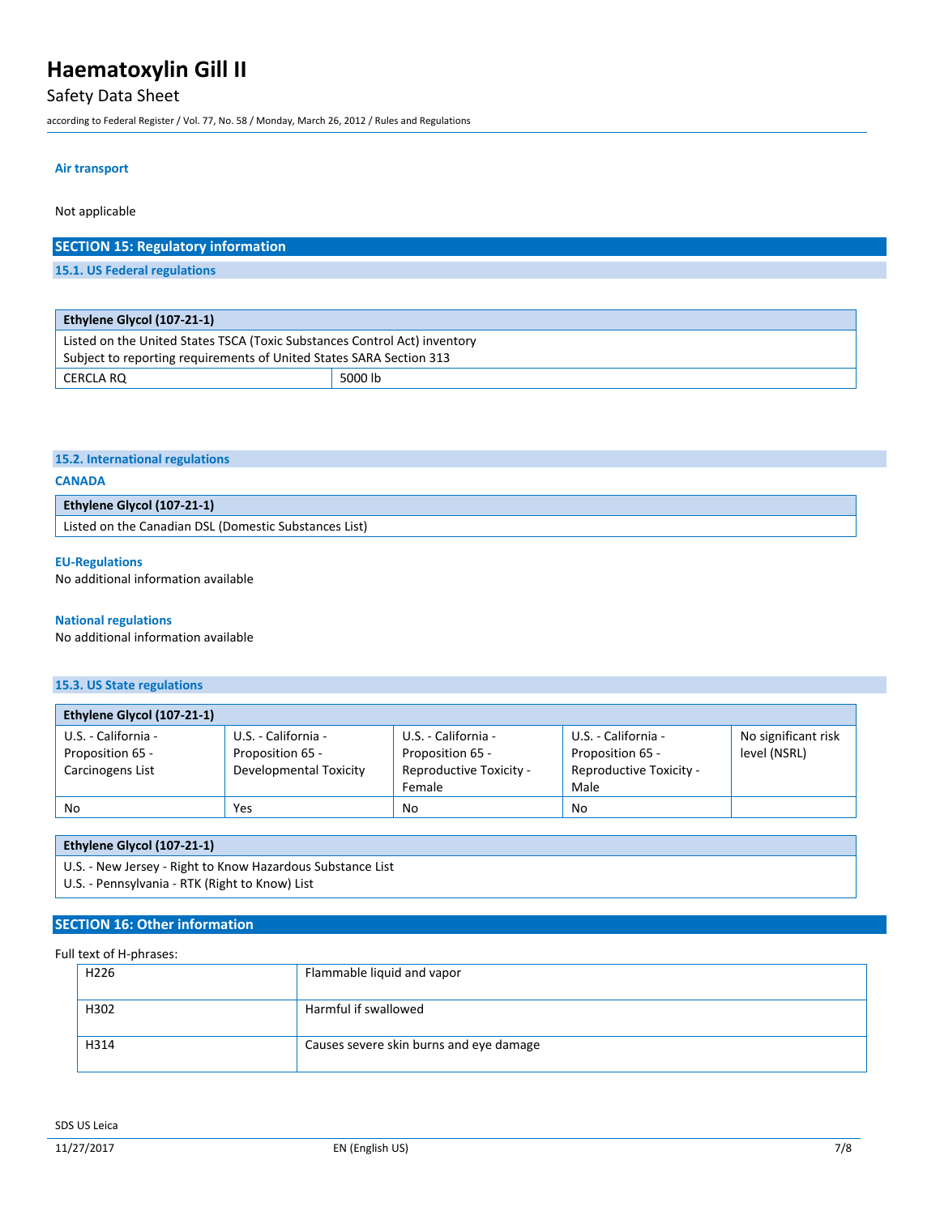**Air transport**

Not applicable

## SECTION 15: Regulatory information

### 15.1. US Federal regulations

| Ethylene Glycol (107-21-1) | |
|---|---|
| Listed on the United States TSCA (Toxic Substances Control Act) inventory<br>Subject to reporting requirements of United States SARA Section 313 | |
| CERCLA RQ | 5000 lb |

### 15.2. International regulations

**CANADA**

| Ethylene Glycol (107-21-1) |
|---|
| Listed on the Canadian DSL (Domestic Substances List) |

**EU-Regulations**

No additional information available

**National regulations**

No additional information available

### 15.3. US State regulations

| Ethylene Glycol (107-21-1) | | | | |
|---|---|---|---|---|
| U.S. - California - Proposition 65 - Carcinogens List | U.S. - California - Proposition 65 - Developmental Toxicity | U.S. - California - Proposition 65 - Reproductive Toxicity - Female | U.S. - California - Proposition 65 - Reproductive Toxicity - Male | No significant risk level (NSRL) |
| No | Yes | No | No | |

| Ethylene Glycol (107-21-1) |
|---|
| U.S. - New Jersey - Right to Know Hazardous Substance List<br>U.S. - Pennsylvania - RTK (Right to Know) List |

## SECTION 16: Other information

Full text of H-phrases:

| | |
|---|---|
| H226 | Flammable liquid and vapor |
| H302 | Harmful if swallowed |
| H314 | Causes severe skin burns and eye damage |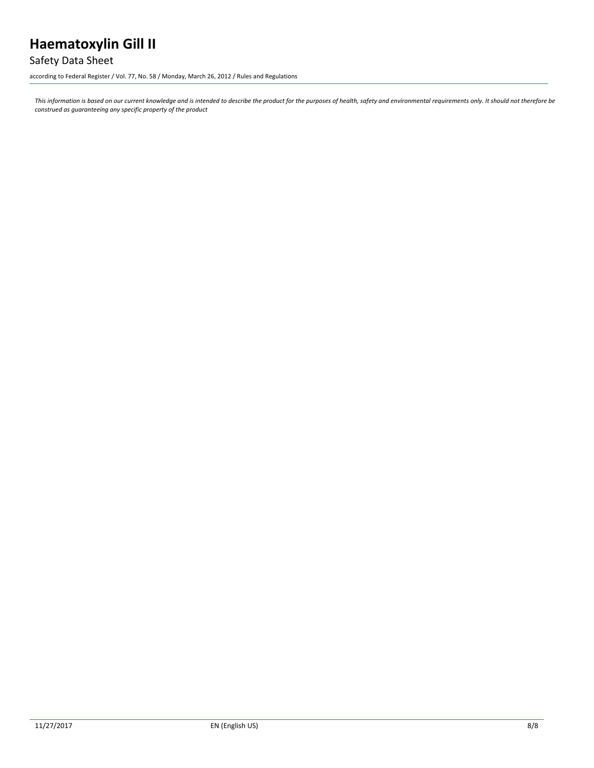*This information is based on our current knowledge and is intended to describe the product for the purposes of health, safety and environmental requirements only. It should not therefore be construed as guaranteeing any specific property of the product*